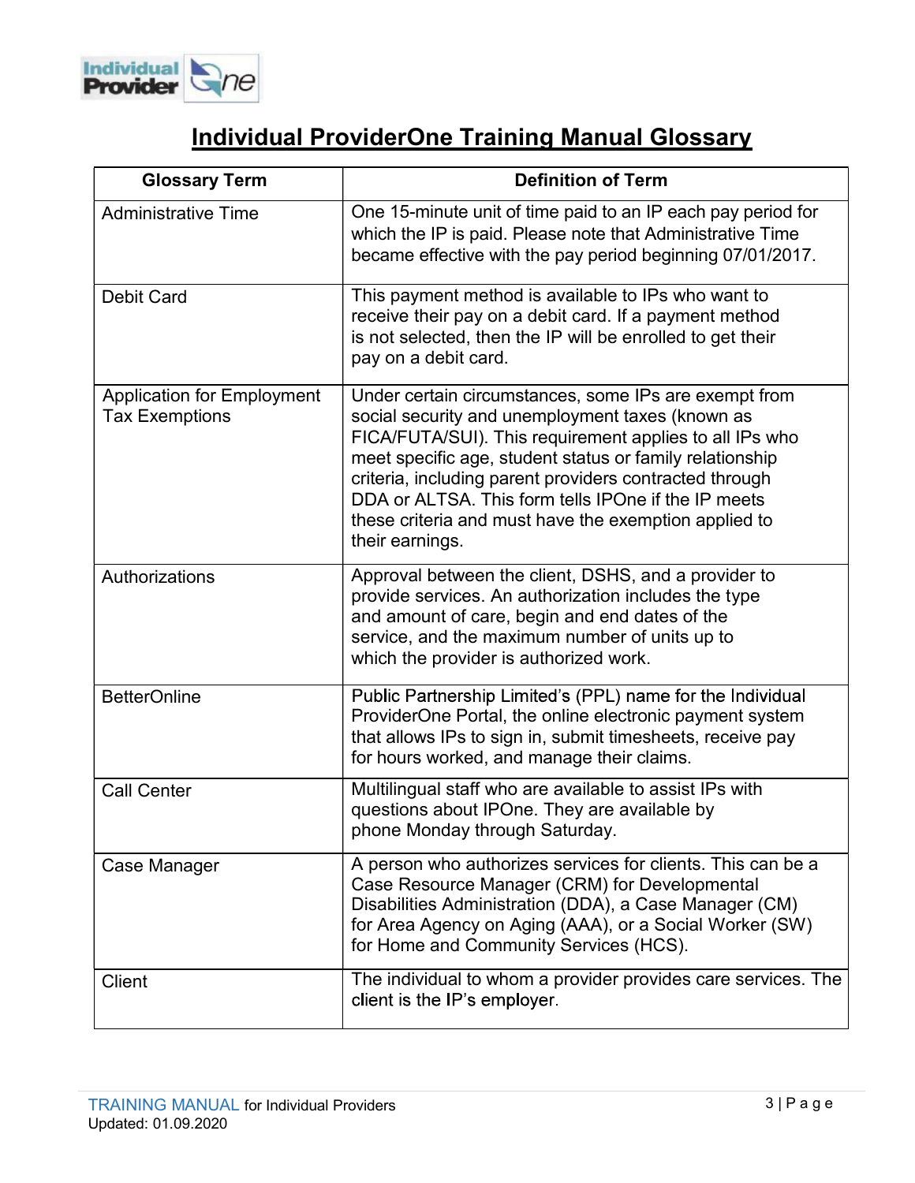# Individual ProviderOne Training Manual Glossary

| Glossary Term | Definition of Term |
|---|---|
| Administrative Time | One 15-minute unit of time paid to an IP each pay period for which the IP is paid. Please note that Administrative Time became effective with the pay period beginning 07/01/2017. |
| Debit Card | This payment method is available to IPs who want to receive their pay on a debit card. If a payment method is not selected, then the IP will be enrolled to get their pay on a debit card. |
| Application for Employment Tax Exemptions | Under certain circumstances, some IPs are exempt from social security and unemployment taxes (known as FICA/FUTA/SUI). This requirement applies to all IPs who meet specific age, student status or family relationship criteria, including parent providers contracted through DDA or ALTSA. This form tells IPOne if the IP meets these criteria and must have the exemption applied to their earnings. |
| Authorizations | Approval between the client, DSHS, and a provider to provide services. An authorization includes the type and amount of care, begin and end dates of the service, and the maximum number of units up to which the provider is authorized work. |
| BetterOnline | Public Partnership Limited's (PPL) name for the Individual ProviderOne Portal, the online electronic payment system that allows IPs to sign in, submit timesheets, receive pay for hours worked, and manage their claims. |
| Call Center | Multilingual staff who are available to assist IPs with questions about IPOne. They are available by phone Monday through Saturday. |
| Case Manager | A person who authorizes services for clients. This can be a Case Resource Manager (CRM) for Developmental Disabilities Administration (DDA), a Case Manager (CM) for Area Agency on Aging (AAA), or a Social Worker (SW) for Home and Community Services (HCS). |
| Client | The individual to whom a provider provides care services. The client is the IP's employer. |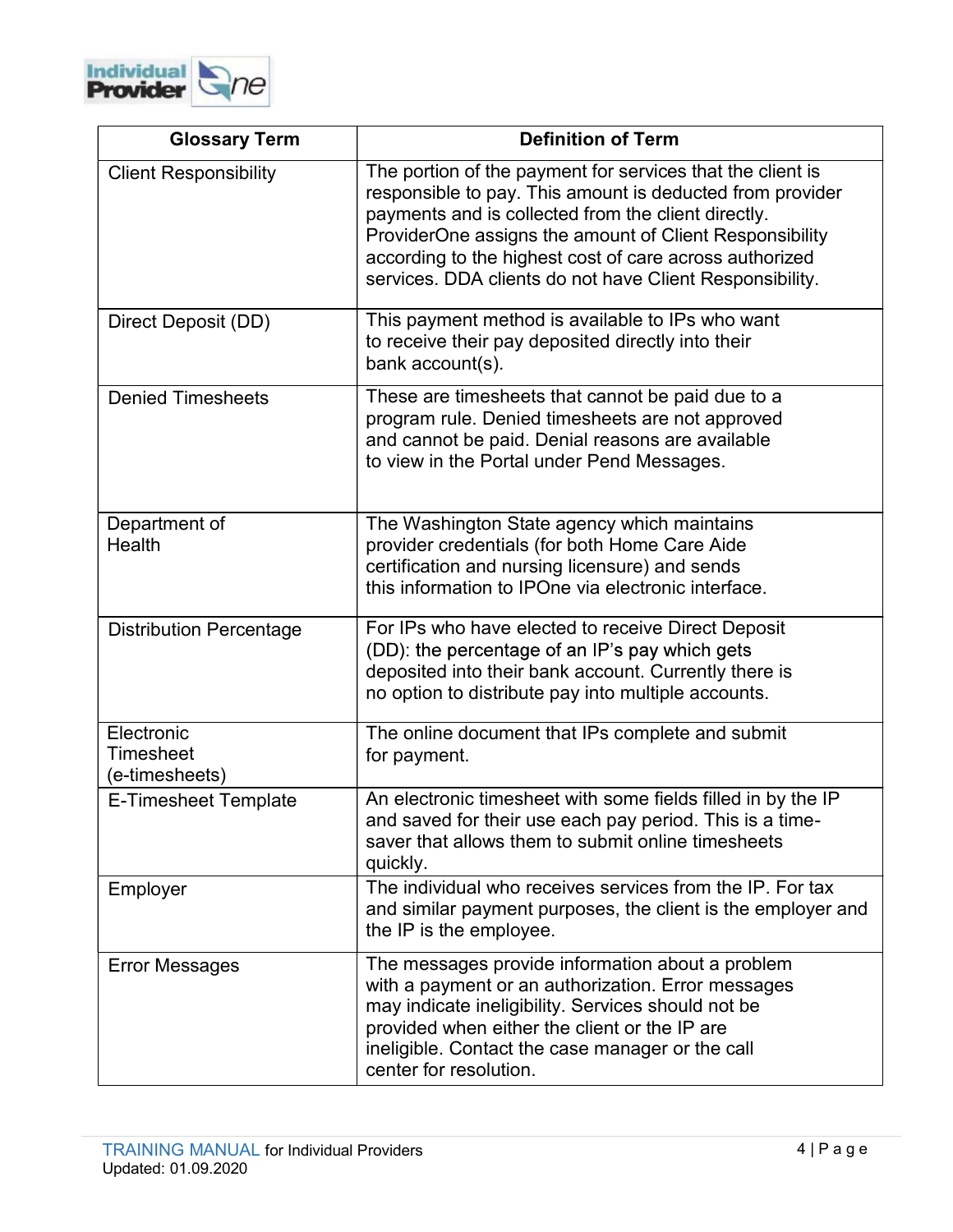| Glossary Term | Definition of Term |
|---|---|
| Client Responsibility | The portion of the payment for services that the client is responsible to pay. This amount is deducted from provider payments and is collected from the client directly. ProviderOne assigns the amount of Client Responsibility according to the highest cost of care across authorized services. DDA clients do not have Client Responsibility. |
| Direct Deposit (DD) | This payment method is available to IPs who want to receive their pay deposited directly into their bank account(s). |
| Denied Timesheets | These are timesheets that cannot be paid due to a program rule. Denied timesheets are not approved and cannot be paid. Denial reasons are available to view in the Portal under Pend Messages. |
| Department of Health | The Washington State agency which maintains provider credentials (for both Home Care Aide certification and nursing licensure) and sends this information to IPOne via electronic interface. |
| Distribution Percentage | For IPs who have elected to receive Direct Deposit (DD): the percentage of an IP's pay which gets deposited into their bank account. Currently there is no option to distribute pay into multiple accounts. |
| Electronic Timesheet (e-timesheets) | The online document that IPs complete and submit for payment. |
| E-Timesheet Template | An electronic timesheet with some fields filled in by the IP and saved for their use each pay period. This is a time-saver that allows them to submit online timesheets quickly. |
| Employer | The individual who receives services from the IP. For tax and similar payment purposes, the client is the employer and the IP is the employee. |
| Error Messages | The messages provide information about a problem with a payment or an authorization. Error messages may indicate ineligibility. Services should not be provided when either the client or the IP are ineligible. Contact the case manager or the call center for resolution. |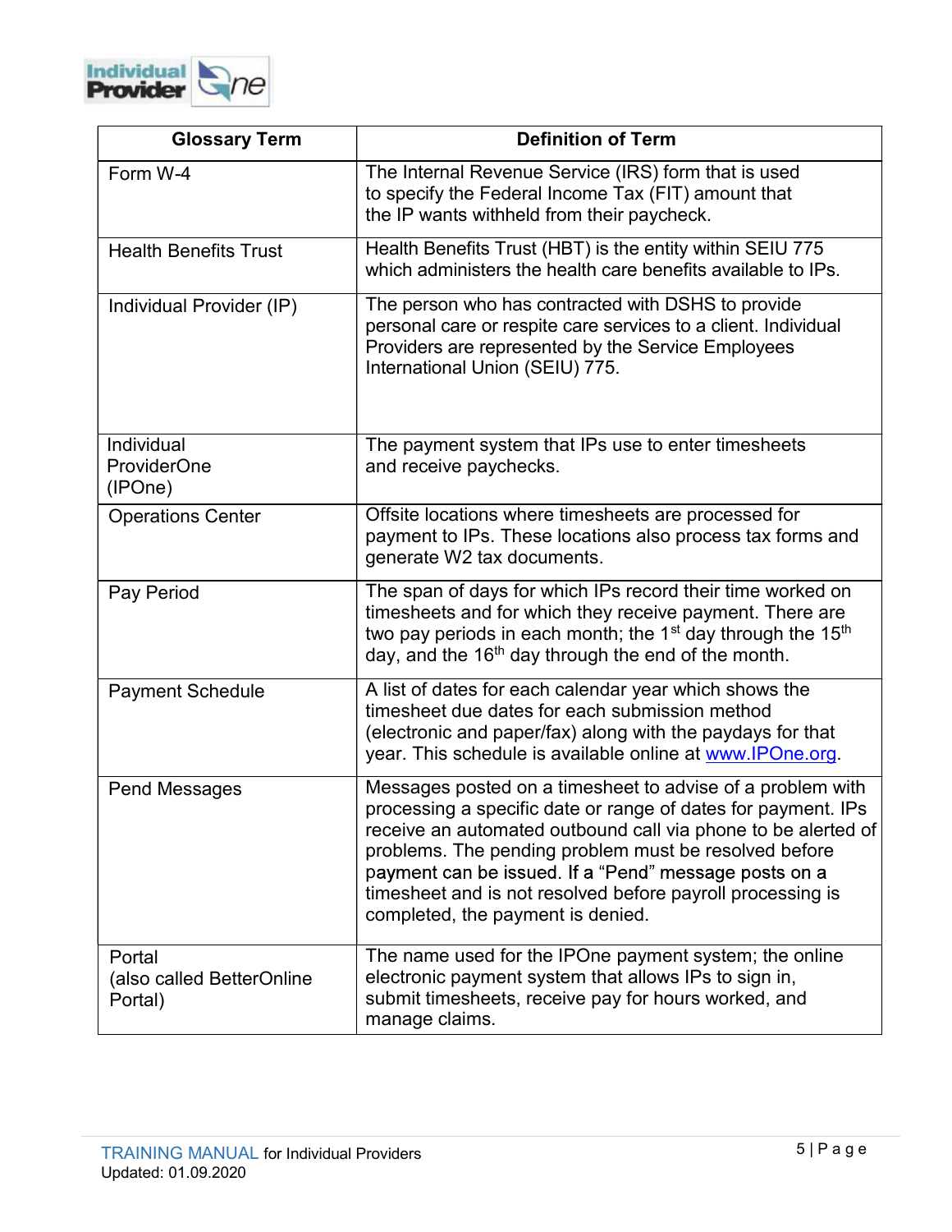| Glossary Term | Definition of Term |
| --- | --- |
| Form W-4 | The Internal Revenue Service (IRS) form that is used to specify the Federal Income Tax (FIT) amount that the IP wants withheld from their paycheck. |
| Health Benefits Trust | Health Benefits Trust (HBT) is the entity within SEIU 775 which administers the health care benefits available to IPs. |
| Individual Provider (IP) | The person who has contracted with DSHS to provide personal care or respite care services to a client. Individual Providers are represented by the Service Employees International Union (SEIU) 775. |
| Individual ProviderOne (IPOne) | The payment system that IPs use to enter timesheets and receive paychecks. |
| Operations Center | Offsite locations where timesheets are processed for payment to IPs. These locations also process tax forms and generate W2 tax documents. |
| Pay Period | The span of days for which IPs record their time worked on timesheets and for which they receive payment. There are two pay periods in each month; the 1st day through the 15th day, and the 16th day through the end of the month. |
| Payment Schedule | A list of dates for each calendar year which shows the timesheet due dates for each submission method (electronic and paper/fax) along with the paydays for that year. This schedule is available online at [www.IPOne.org](http://www.IPOne.org). |
| Pend Messages | Messages posted on a timesheet to advise of a problem with processing a specific date or range of dates for payment. IPs receive an automated outbound call via phone to be alerted of problems. The pending problem must be resolved before payment can be issued. If a "Pend" message posts on a timesheet and is not resolved before payroll processing is completed, the payment is denied. |
| Portal (also called BetterOnline Portal) | The name used for the IPOne payment system; the online electronic payment system that allows IPs to sign in, submit timesheets, receive pay for hours worked, and manage claims. |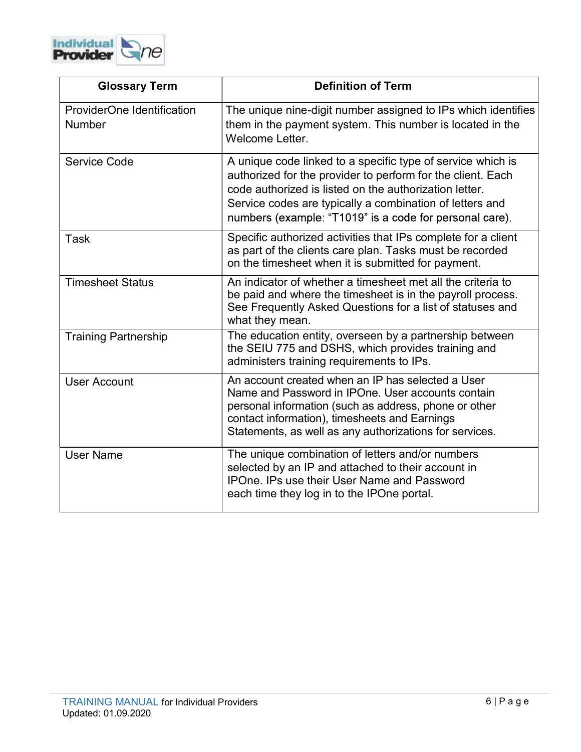| Glossary Term | Definition of Term |
|---|---|
| ProviderOne Identification Number | The unique nine-digit number assigned to IPs which identifies them in the payment system. This number is located in the Welcome Letter. |
| Service Code | A unique code linked to a specific type of service which is authorized for the provider to perform for the client. Each code authorized is listed on the authorization letter. Service codes are typically a combination of letters and numbers (example: "T1019" is a code for personal care). |
| Task | Specific authorized activities that IPs complete for a client as part of the clients care plan. Tasks must be recorded on the timesheet when it is submitted for payment. |
| Timesheet Status | An indicator of whether a timesheet met all the criteria to be paid and where the timesheet is in the payroll process. See Frequently Asked Questions for a list of statuses and what they mean. |
| Training Partnership | The education entity, overseen by a partnership between the SEIU 775 and DSHS, which provides training and administers training requirements to IPs. |
| User Account | An account created when an IP has selected a User Name and Password in IPOne. User accounts contain personal information (such as address, phone or other contact information), timesheets and Earnings Statements, as well as any authorizations for services. |
| User Name | The unique combination of letters and/or numbers selected by an IP and attached to their account in IPOne. IPs use their User Name and Password each time they log in to the IPOne portal. |